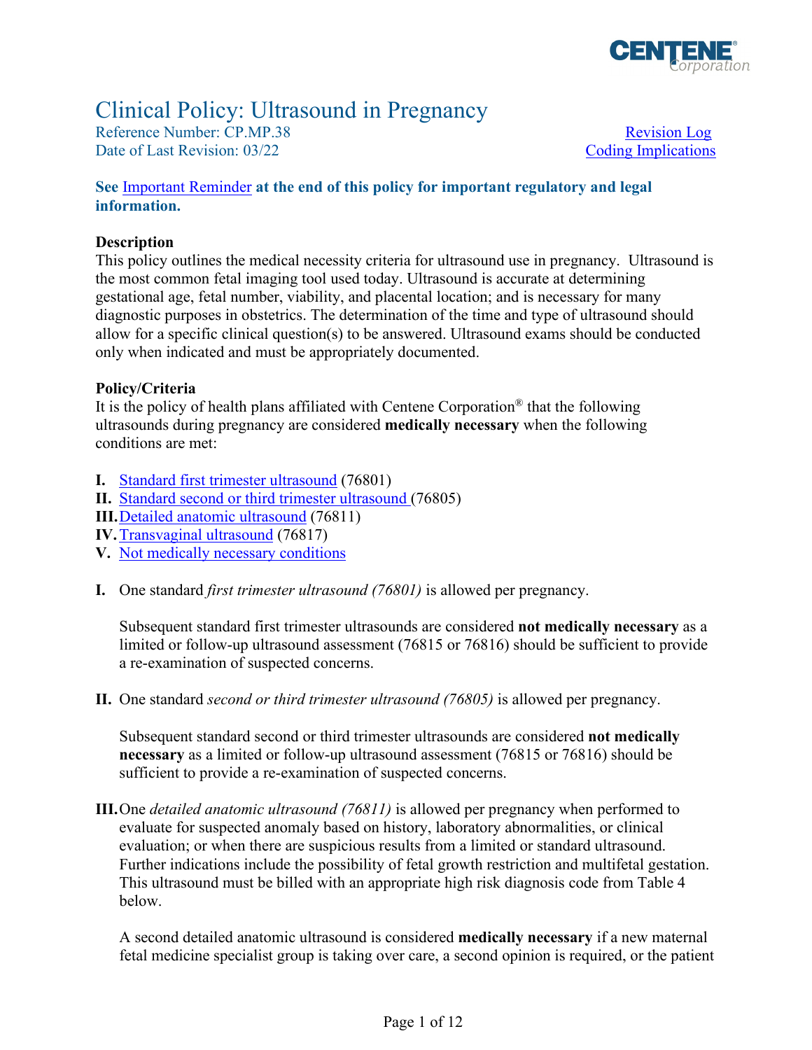# Clinical Policy: Ultrasound in Pregnancy

Reference Number: CP.MP.38 Revision Log
Date of Last Revision: 03/22 Coding Implications

**See Important Reminder at the end of this policy for important regulatory and legal information.**

**Description**

This policy outlines the medical necessity criteria for ultrasound use in pregnancy. Ultrasound is the most common fetal imaging tool used today. Ultrasound is accurate at determining gestational age, fetal number, viability, and placental location; and is necessary for many diagnostic purposes in obstetrics. The determination of the time and type of ultrasound should allow for a specific clinical question(s) to be answered. Ultrasound exams should be conducted only when indicated and must be appropriately documented.

**Policy/Criteria**

It is the policy of health plans affiliated with Centene Corporation® that the following ultrasounds during pregnancy are considered **medically necessary** when the following conditions are met:

**I.** Standard first trimester ultrasound (76801)
**II.** Standard second or third trimester ultrasound (76805)
**III.** Detailed anatomic ultrasound (76811)
**IV.** Transvaginal ultrasound (76817)
**V.** Not medically necessary conditions

**I.** One standard *first trimester ultrasound (76801)* is allowed per pregnancy.

Subsequent standard first trimester ultrasounds are considered **not medically necessary** as a limited or follow-up ultrasound assessment (76815 or 76816) should be sufficient to provide a re-examination of suspected concerns.

**II.** One standard *second or third trimester ultrasound (76805)* is allowed per pregnancy.

Subsequent standard second or third trimester ultrasounds are considered **not medically necessary** as a limited or follow-up ultrasound assessment (76815 or 76816) should be sufficient to provide a re-examination of suspected concerns.

**III.** One *detailed anatomic ultrasound (76811)* is allowed per pregnancy when performed to evaluate for suspected anomaly based on history, laboratory abnormalities, or clinical evaluation; or when there are suspicious results from a limited or standard ultrasound. Further indications include the possibility of fetal growth restriction and multifetal gestation. This ultrasound must be billed with an appropriate high risk diagnosis code from Table 4 below.

A second detailed anatomic ultrasound is considered **medically necessary** if a new maternal fetal medicine specialist group is taking over care, a second opinion is required, or the patient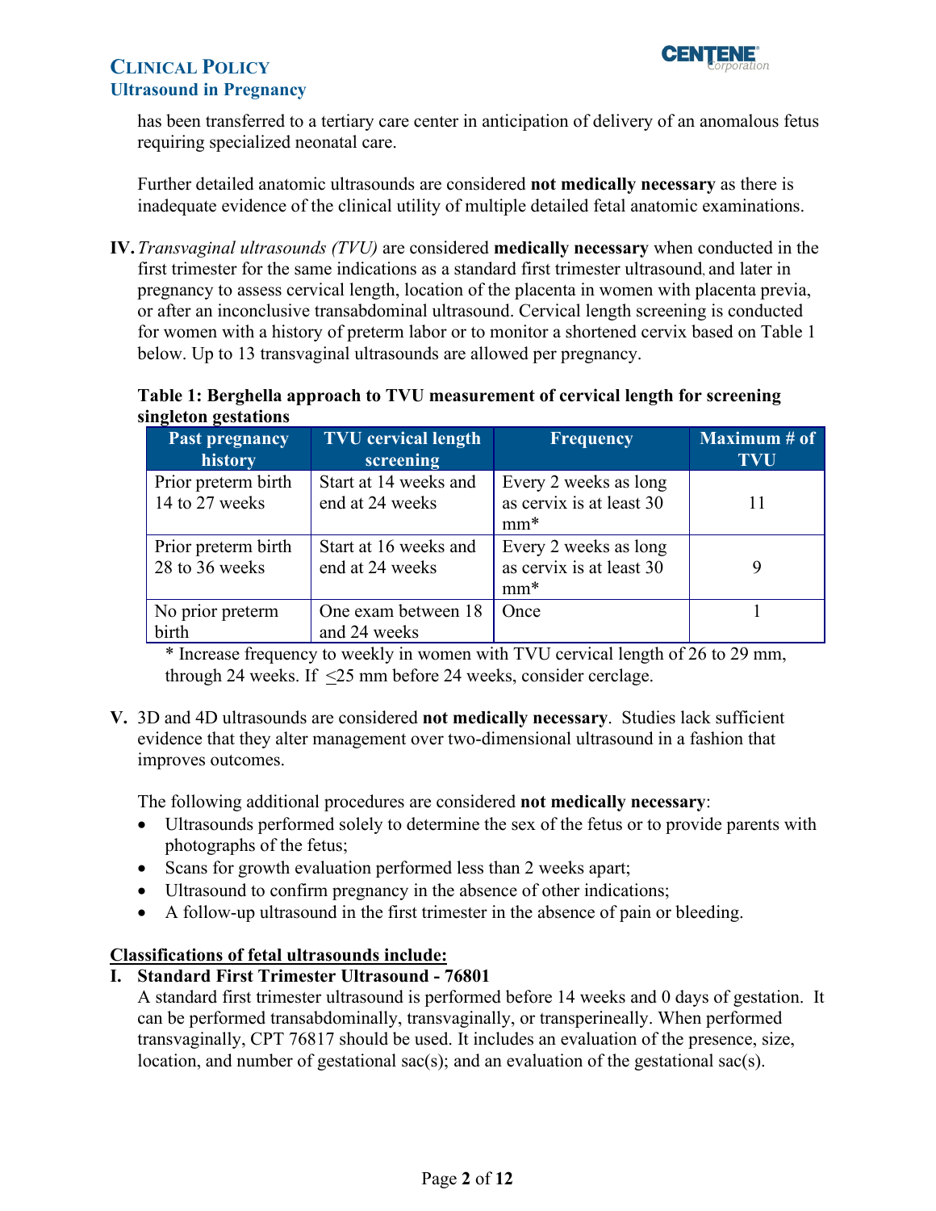has been transferred to a tertiary care center in anticipation of delivery of an anomalous fetus requiring specialized neonatal care.

Further detailed anatomic ultrasounds are considered **not medically necessary** as there is inadequate evidence of the clinical utility of multiple detailed fetal anatomic examinations.

**IV.** *Transvaginal ultrasounds (TVU)* are considered **medically necessary** when conducted in the first trimester for the same indications as a standard first trimester ultrasound, and later in pregnancy to assess cervical length, location of the placenta in women with placenta previa, or after an inconclusive transabdominal ultrasound. Cervical length screening is conducted for women with a history of preterm labor or to monitor a shortened cervix based on Table 1 below. Up to 13 transvaginal ultrasounds are allowed per pregnancy.

**Table 1: Berghella approach to TVU measurement of cervical length for screening singleton gestations**

| Past pregnancy history | TVU cervical length screening | Frequency | Maximum # of TVU |
|---|---|---|---|
| Prior preterm birth 14 to 27 weeks | Start at 14 weeks and end at 24 weeks | Every 2 weeks as long as cervix is at least 30 mm* | 11 |
| Prior preterm birth 28 to 36 weeks | Start at 16 weeks and end at 24 weeks | Every 2 weeks as long as cervix is at least 30 mm* | 9 |
| No prior preterm birth | One exam between 18 and 24 weeks | Once | 1 |

\* Increase frequency to weekly in women with TVU cervical length of 26 to 29 mm, through 24 weeks. If $\leq$25 mm before 24 weeks, consider cerclage.

**V.** 3D and 4D ultrasounds are considered **not medically necessary**. Studies lack sufficient evidence that they alter management over two-dimensional ultrasound in a fashion that improves outcomes.

The following additional procedures are considered **not medically necessary**:

- Ultrasounds performed solely to determine the sex of the fetus or to provide parents with photographs of the fetus;
- Scans for growth evaluation performed less than 2 weeks apart;
- Ultrasound to confirm pregnancy in the absence of other indications;
- A follow-up ultrasound in the first trimester in the absence of pain or bleeding.

## Classifications of fetal ultrasounds include:

**I. Standard First Trimester Ultrasound - 76801**

A standard first trimester ultrasound is performed before 14 weeks and 0 days of gestation. It can be performed transabdominally, transvaginally, or transperineally. When performed transvaginally, CPT 76817 should be used. It includes an evaluation of the presence, size, location, and number of gestational sac(s); and an evaluation of the gestational sac(s).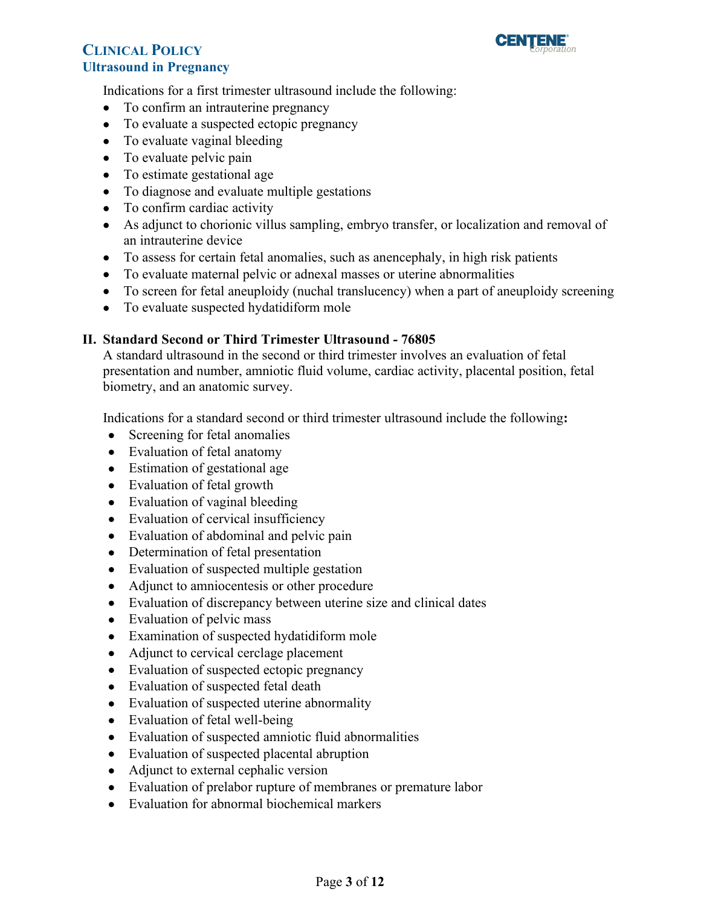Indications for a first trimester ultrasound include the following:

- To confirm an intrauterine pregnancy
- To evaluate a suspected ectopic pregnancy
- To evaluate vaginal bleeding
- To evaluate pelvic pain
- To estimate gestational age
- To diagnose and evaluate multiple gestations
- To confirm cardiac activity
- As adjunct to chorionic villus sampling, embryo transfer, or localization and removal of an intrauterine device
- To assess for certain fetal anomalies, such as anencephaly, in high risk patients
- To evaluate maternal pelvic or adnexal masses or uterine abnormalities
- To screen for fetal aneuploidy (nuchal translucency) when a part of aneuploidy screening
- To evaluate suspected hydatidiform mole

## II. Standard Second or Third Trimester Ultrasound - 76805

A standard ultrasound in the second or third trimester involves an evaluation of fetal presentation and number, amniotic fluid volume, cardiac activity, placental position, fetal biometry, and an anatomic survey.

Indications for a standard second or third trimester ultrasound include the following**:**

- Screening for fetal anomalies
- Evaluation of fetal anatomy
- Estimation of gestational age
- Evaluation of fetal growth
- Evaluation of vaginal bleeding
- Evaluation of cervical insufficiency
- Evaluation of abdominal and pelvic pain
- Determination of fetal presentation
- Evaluation of suspected multiple gestation
- Adjunct to amniocentesis or other procedure
- Evaluation of discrepancy between uterine size and clinical dates
- Evaluation of pelvic mass
- Examination of suspected hydatidiform mole
- Adjunct to cervical cerclage placement
- Evaluation of suspected ectopic pregnancy
- Evaluation of suspected fetal death
- Evaluation of suspected uterine abnormality
- Evaluation of fetal well-being
- Evaluation of suspected amniotic fluid abnormalities
- Evaluation of suspected placental abruption
- Adjunct to external cephalic version
- Evaluation of prelabor rupture of membranes or premature labor
- Evaluation for abnormal biochemical markers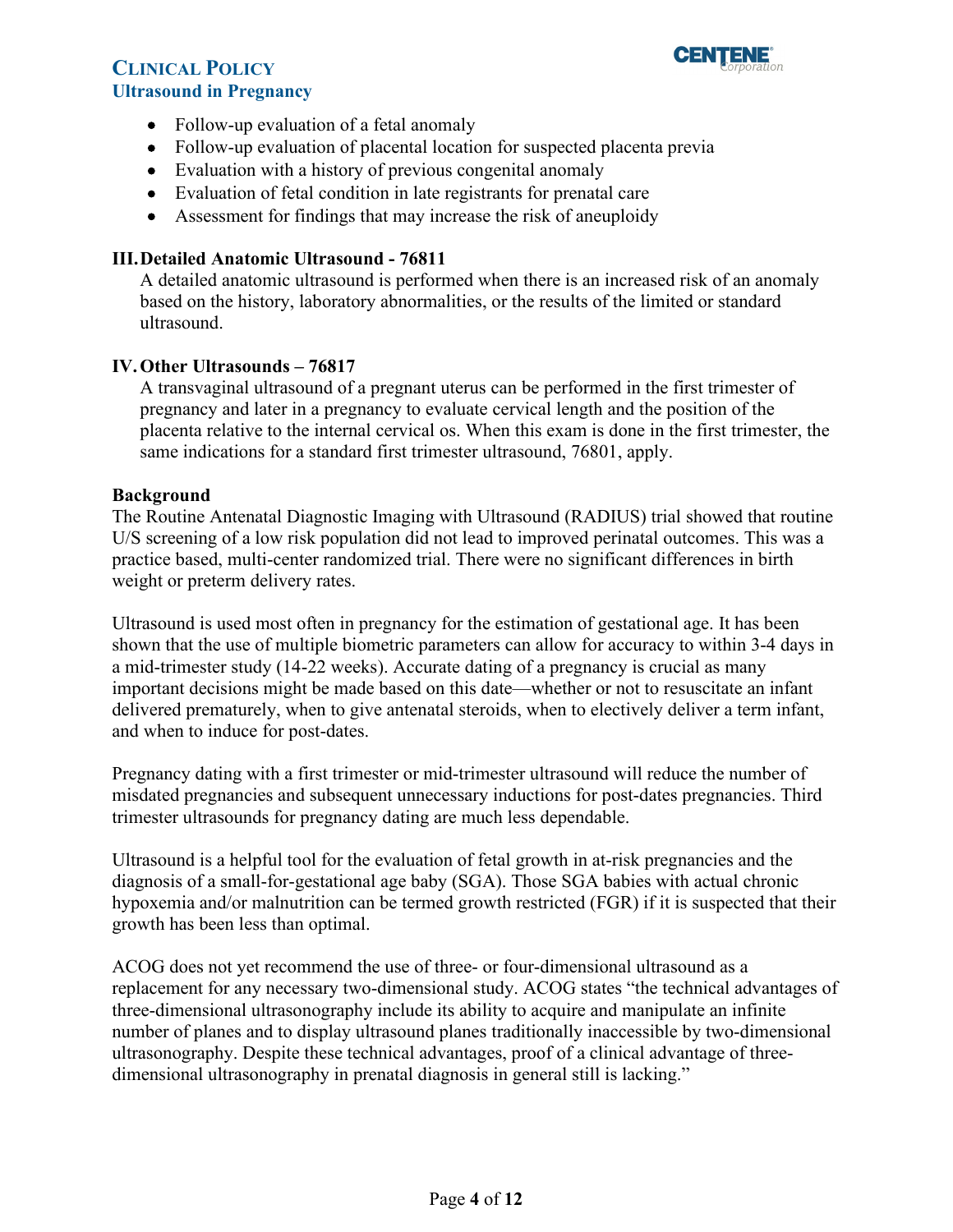- Follow-up evaluation of a fetal anomaly
- Follow-up evaluation of placental location for suspected placenta previa
- Evaluation with a history of previous congenital anomaly
- Evaluation of fetal condition in late registrants for prenatal care
- Assessment for findings that may increase the risk of aneuploidy

**III. Detailed Anatomic Ultrasound - 76811**

A detailed anatomic ultrasound is performed when there is an increased risk of an anomaly based on the history, laboratory abnormalities, or the results of the limited or standard ultrasound.

**IV. Other Ultrasounds – 76817**

A transvaginal ultrasound of a pregnant uterus can be performed in the first trimester of pregnancy and later in a pregnancy to evaluate cervical length and the position of the placenta relative to the internal cervical os. When this exam is done in the first trimester, the same indications for a standard first trimester ultrasound, 76801, apply.

**Background**

The Routine Antenatal Diagnostic Imaging with Ultrasound (RADIUS) trial showed that routine U/S screening of a low risk population did not lead to improved perinatal outcomes. This was a practice based, multi-center randomized trial. There were no significant differences in birth weight or preterm delivery rates.

Ultrasound is used most often in pregnancy for the estimation of gestational age. It has been shown that the use of multiple biometric parameters can allow for accuracy to within 3-4 days in a mid-trimester study (14-22 weeks). Accurate dating of a pregnancy is crucial as many important decisions might be made based on this date—whether or not to resuscitate an infant delivered prematurely, when to give antenatal steroids, when to electively deliver a term infant, and when to induce for post-dates.

Pregnancy dating with a first trimester or mid-trimester ultrasound will reduce the number of misdated pregnancies and subsequent unnecessary inductions for post-dates pregnancies. Third trimester ultrasounds for pregnancy dating are much less dependable.

Ultrasound is a helpful tool for the evaluation of fetal growth in at-risk pregnancies and the diagnosis of a small-for-gestational age baby (SGA). Those SGA babies with actual chronic hypoxemia and/or malnutrition can be termed growth restricted (FGR) if it is suspected that their growth has been less than optimal.

ACOG does not yet recommend the use of three- or four-dimensional ultrasound as a replacement for any necessary two-dimensional study. ACOG states "the technical advantages of three-dimensional ultrasonography include its ability to acquire and manipulate an infinite number of planes and to display ultrasound planes traditionally inaccessible by two-dimensional ultrasonography. Despite these technical advantages, proof of a clinical advantage of three-dimensional ultrasonography in prenatal diagnosis in general still is lacking."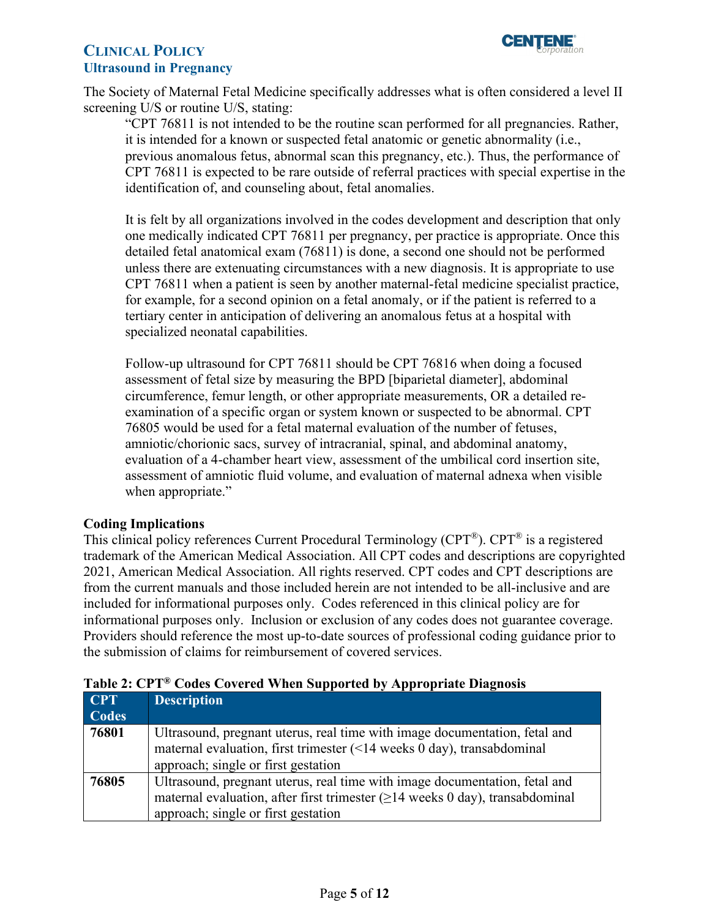The Society of Maternal Fetal Medicine specifically addresses what is often considered a level II screening U/S or routine U/S, stating:

> "CPT 76811 is not intended to be the routine scan performed for all pregnancies. Rather, it is intended for a known or suspected fetal anatomic or genetic abnormality (i.e., previous anomalous fetus, abnormal scan this pregnancy, etc.). Thus, the performance of CPT 76811 is expected to be rare outside of referral practices with special expertise in the identification of, and counseling about, fetal anomalies.
>
> It is felt by all organizations involved in the codes development and description that only one medically indicated CPT 76811 per pregnancy, per practice is appropriate. Once this detailed fetal anatomical exam (76811) is done, a second one should not be performed unless there are extenuating circumstances with a new diagnosis. It is appropriate to use CPT 76811 when a patient is seen by another maternal-fetal medicine specialist practice, for example, for a second opinion on a fetal anomaly, or if the patient is referred to a tertiary center in anticipation of delivering an anomalous fetus at a hospital with specialized neonatal capabilities.
>
> Follow-up ultrasound for CPT 76811 should be CPT 76816 when doing a focused assessment of fetal size by measuring the BPD [biparietal diameter], abdominal circumference, femur length, or other appropriate measurements, OR a detailed re-examination of a specific organ or system known or suspected to be abnormal. CPT 76805 would be used for a fetal maternal evaluation of the number of fetuses, amniotic/chorionic sacs, survey of intracranial, spinal, and abdominal anatomy, evaluation of a 4-chamber heart view, assessment of the umbilical cord insertion site, assessment of amniotic fluid volume, and evaluation of maternal adnexa when visible when appropriate."

### Coding Implications

This clinical policy references Current Procedural Terminology (CPT®). CPT® is a registered trademark of the American Medical Association. All CPT codes and descriptions are copyrighted 2021, American Medical Association. All rights reserved. CPT codes and CPT descriptions are from the current manuals and those included herein are not intended to be all-inclusive and are included for informational purposes only. Codes referenced in this clinical policy are for informational purposes only. Inclusion or exclusion of any codes does not guarantee coverage. Providers should reference the most up-to-date sources of professional coding guidance prior to the submission of claims for reimbursement of covered services.

**Table 2: CPT® Codes Covered When Supported by Appropriate Diagnosis**

| CPT Codes | Description |
|---|---|
| **76801** | Ultrasound, pregnant uterus, real time with image documentation, fetal and maternal evaluation, first trimester (<14 weeks 0 day), transabdominal approach; single or first gestation |
| **76805** | Ultrasound, pregnant uterus, real time with image documentation, fetal and maternal evaluation, after first trimester (≥14 weeks 0 day), transabdominal approach; single or first gestation |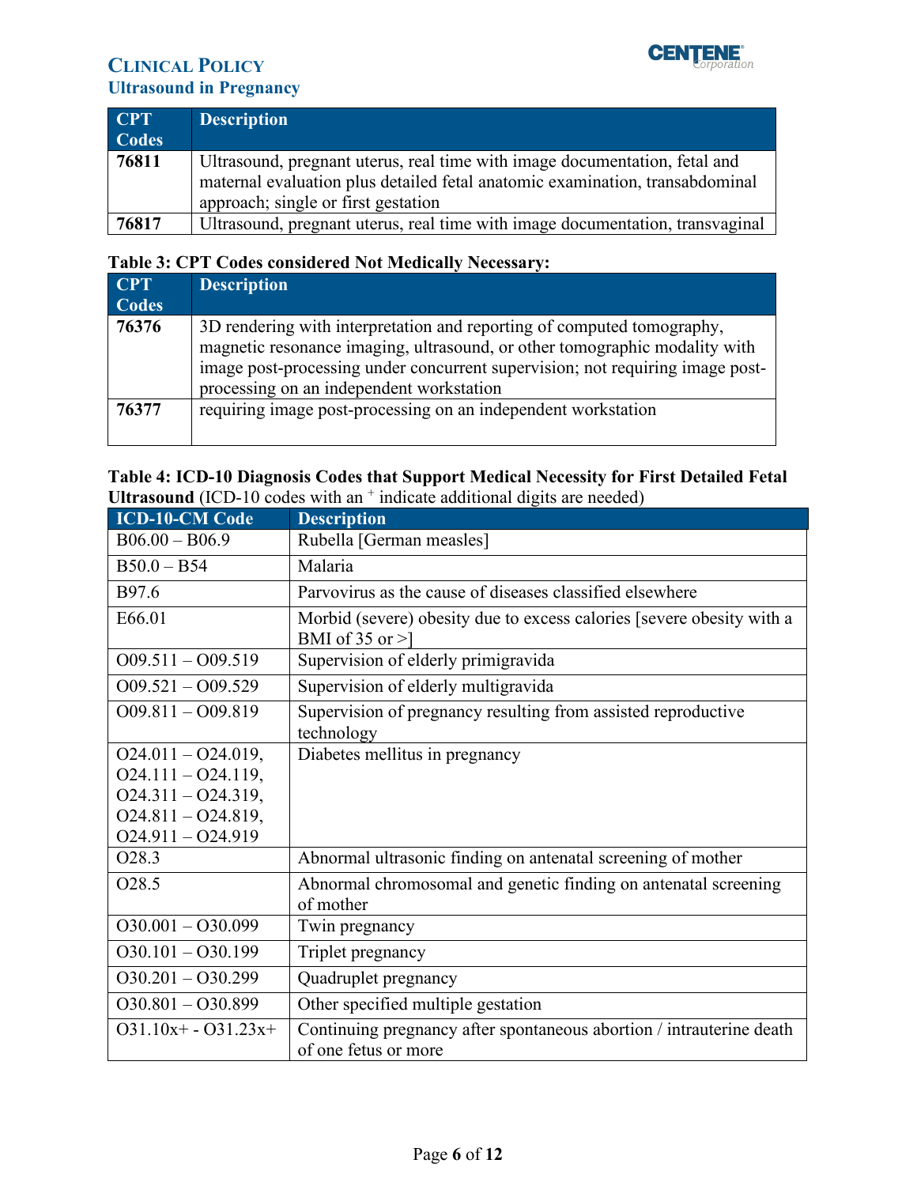| CPT Codes | Description |
|---|---|
| 76811 | Ultrasound, pregnant uterus, real time with image documentation, fetal and maternal evaluation plus detailed fetal anatomic examination, transabdominal approach; single or first gestation |
| 76817 | Ultrasound, pregnant uterus, real time with image documentation, transvaginal |

**Table 3: CPT Codes considered Not Medically Necessary:**

| CPT Codes | Description |
|---|---|
| 76376 | 3D rendering with interpretation and reporting of computed tomography, magnetic resonance imaging, ultrasound, or other tomographic modality with image post-processing under concurrent supervision; not requiring image post-processing on an independent workstation |
| 76377 | requiring image post-processing on an independent workstation |

**Table 4: ICD-10 Diagnosis Codes that Support Medical Necessity for First Detailed Fetal Ultrasound** (ICD-10 codes with an + indicate additional digits are needed)

| ICD-10-CM Code | Description |
|---|---|
| B06.00 – B06.9 | Rubella [German measles] |
| B50.0 – B54 | Malaria |
| B97.6 | Parvovirus as the cause of diseases classified elsewhere |
| E66.01 | Morbid (severe) obesity due to excess calories [severe obesity with a BMI of 35 or >] |
| O09.511 – O09.519 | Supervision of elderly primigravida |
| O09.521 – O09.529 | Supervision of elderly multigravida |
| O09.811 – O09.819 | Supervision of pregnancy resulting from assisted reproductive technology |
| O24.011 – O24.019, O24.111 – O24.119, O24.311 – O24.319, O24.811 – O24.819, O24.911 – O24.919 | Diabetes mellitus in pregnancy |
| O28.3 | Abnormal ultrasonic finding on antenatal screening of mother |
| O28.5 | Abnormal chromosomal and genetic finding on antenatal screening of mother |
| O30.001 – O30.099 | Twin pregnancy |
| O30.101 – O30.199 | Triplet pregnancy |
| O30.201 – O30.299 | Quadruplet pregnancy |
| O30.801 – O30.899 | Other specified multiple gestation |
| O31.10x+ - O31.23x+ | Continuing pregnancy after spontaneous abortion / intrauterine death of one fetus or more |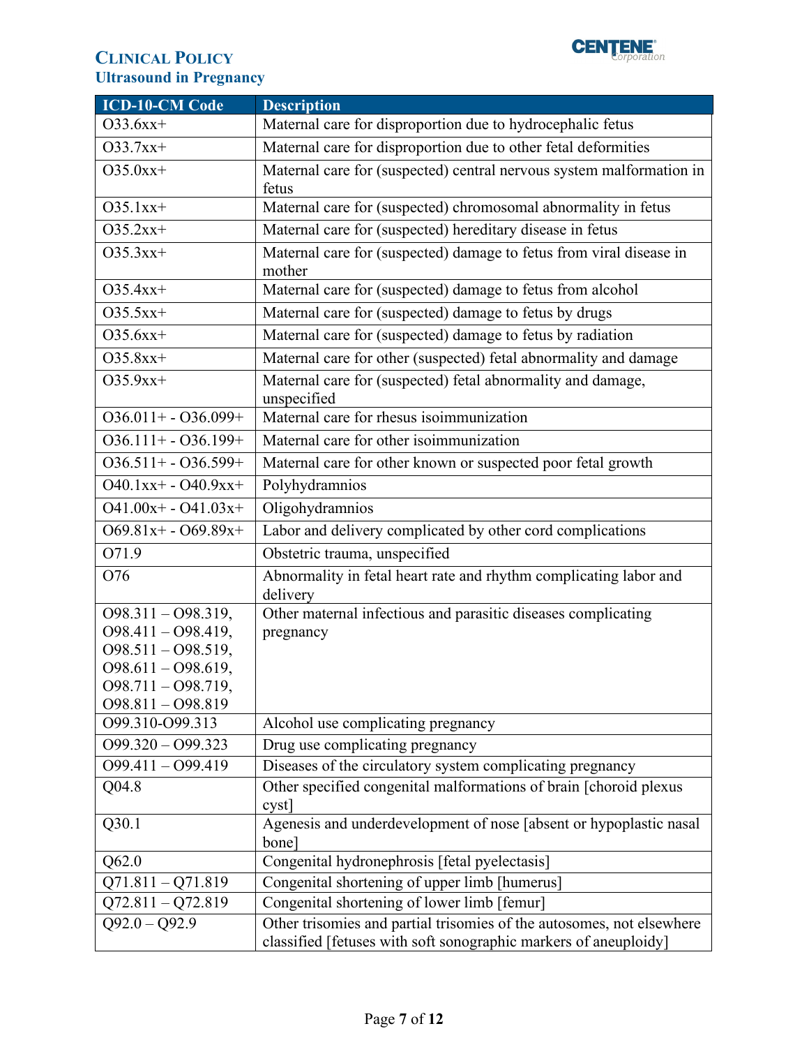| ICD-10-CM Code | Description |
|---|---|
| O33.6xx+ | Maternal care for disproportion due to hydrocephalic fetus |
| O33.7xx+ | Maternal care for disproportion due to other fetal deformities |
| O35.0xx+ | Maternal care for (suspected) central nervous system malformation in fetus |
| O35.1xx+ | Maternal care for (suspected) chromosomal abnormality in fetus |
| O35.2xx+ | Maternal care for (suspected) hereditary disease in fetus |
| O35.3xx+ | Maternal care for (suspected) damage to fetus from viral disease in mother |
| O35.4xx+ | Maternal care for (suspected) damage to fetus from alcohol |
| O35.5xx+ | Maternal care for (suspected) damage to fetus by drugs |
| O35.6xx+ | Maternal care for (suspected) damage to fetus by radiation |
| O35.8xx+ | Maternal care for other (suspected) fetal abnormality and damage |
| O35.9xx+ | Maternal care for (suspected) fetal abnormality and damage, unspecified |
| O36.011+ - O36.099+ | Maternal care for rhesus isoimmunization |
| O36.111+ - O36.199+ | Maternal care for other isoimmunization |
| O36.511+ - O36.599+ | Maternal care for other known or suspected poor fetal growth |
| O40.1xx+ - O40.9xx+ | Polyhydramnios |
| O41.00x+ - O41.03x+ | Oligohydramnios |
| O69.81x+ - O69.89x+ | Labor and delivery complicated by other cord complications |
| O71.9 | Obstetric trauma, unspecified |
| O76 | Abnormality in fetal heart rate and rhythm complicating labor and delivery |
| O98.311 – O98.319, O98.411 – O98.419, O98.511 – O98.519, O98.611 – O98.619, O98.711 – O98.719, O98.811 – O98.819 | Other maternal infectious and parasitic diseases complicating pregnancy |
| O99.310-O99.313 | Alcohol use complicating pregnancy |
| O99.320 – O99.323 | Drug use complicating pregnancy |
| O99.411 – O99.419 | Diseases of the circulatory system complicating pregnancy |
| Q04.8 | Other specified congenital malformations of brain [choroid plexus cyst] |
| Q30.1 | Agenesis and underdevelopment of nose [absent or hypoplastic nasal bone] |
| Q62.0 | Congenital hydronephrosis [fetal pyelectasis] |
| Q71.811 – Q71.819 | Congenital shortening of upper limb [humerus] |
| Q72.811 – Q72.819 | Congenital shortening of lower limb [femur] |
| Q92.0 – Q92.9 | Other trisomies and partial trisomies of the autosomes, not elsewhere classified [fetuses with soft sonographic markers of aneuploidy] |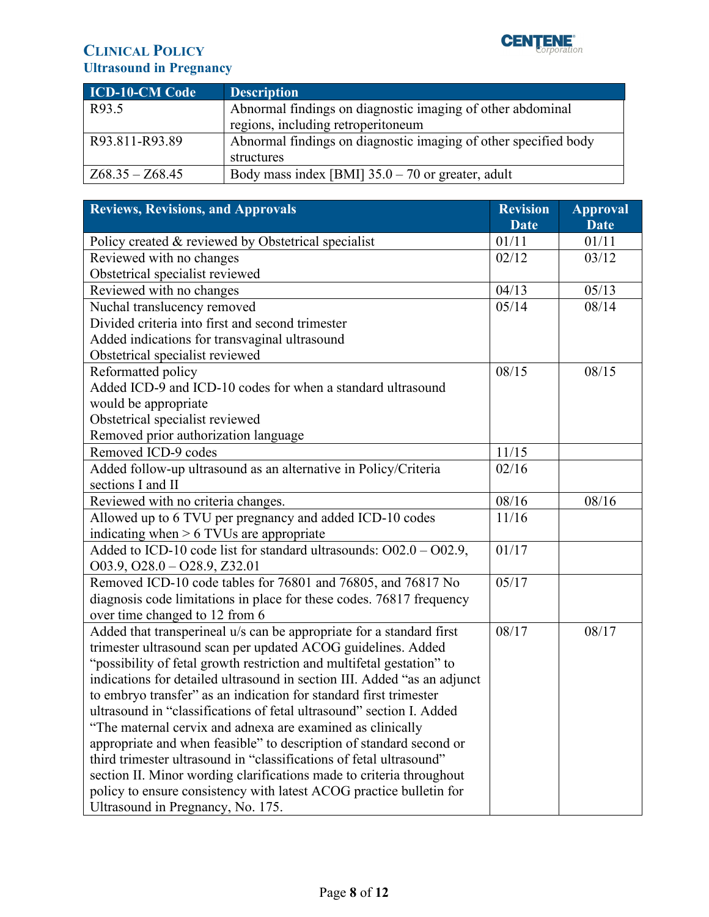| ICD-10-CM Code | Description |
|---|---|
| R93.5 | Abnormal findings on diagnostic imaging of other abdominal regions, including retroperitoneum |
| R93.811-R93.89 | Abnormal findings on diagnostic imaging of other specified body structures |
| Z68.35 – Z68.45 | Body mass index [BMI] 35.0 – 70 or greater, adult |

| Reviews, Revisions, and Approvals | Revision Date | Approval Date |
|---|---|---|
| Policy created & reviewed by Obstetrical specialist | 01/11 | 01/11 |
| Reviewed with no changes<br>Obstetrical specialist reviewed | 02/12 | 03/12 |
| Reviewed with no changes | 04/13 | 05/13 |
| Nuchal translucency removed<br>Divided criteria into first and second trimester<br>Added indications for transvaginal ultrasound<br>Obstetrical specialist reviewed | 05/14 | 08/14 |
| Reformatted policy<br>Added ICD-9 and ICD-10 codes for when a standard ultrasound would be appropriate<br>Obstetrical specialist reviewed<br>Removed prior authorization language | 08/15 | 08/15 |
| Removed ICD-9 codes | 11/15 | |
| Added follow-up ultrasound as an alternative in Policy/Criteria sections I and II | 02/16 | |
| Reviewed with no criteria changes. | 08/16 | 08/16 |
| Allowed up to 6 TVU per pregnancy and added ICD-10 codes indicating when > 6 TVUs are appropriate | 11/16 | |
| Added to ICD-10 code list for standard ultrasounds: O02.0 – O02.9, O03.9, O28.0 – O28.9, Z32.01 | 01/17 | |
| Removed ICD-10 code tables for 76801 and 76805, and 76817 No diagnosis code limitations in place for these codes. 76817 frequency over time changed to 12 from 6 | 05/17 | |
| Added that transperineal u/s can be appropriate for a standard first trimester ultrasound scan per updated ACOG guidelines. Added "possibility of fetal growth restriction and multifetal gestation" to indications for detailed ultrasound in section III. Added "as an adjunct to embryo transfer" as an indication for standard first trimester ultrasound in "classifications of fetal ultrasound" section I. Added "The maternal cervix and adnexa are examined as clinically appropriate and when feasible" to description of standard second or third trimester ultrasound in "classifications of fetal ultrasound" section II. Minor wording clarifications made to criteria throughout policy to ensure consistency with latest ACOG practice bulletin for Ultrasound in Pregnancy, No. 175. | 08/17 | 08/17 |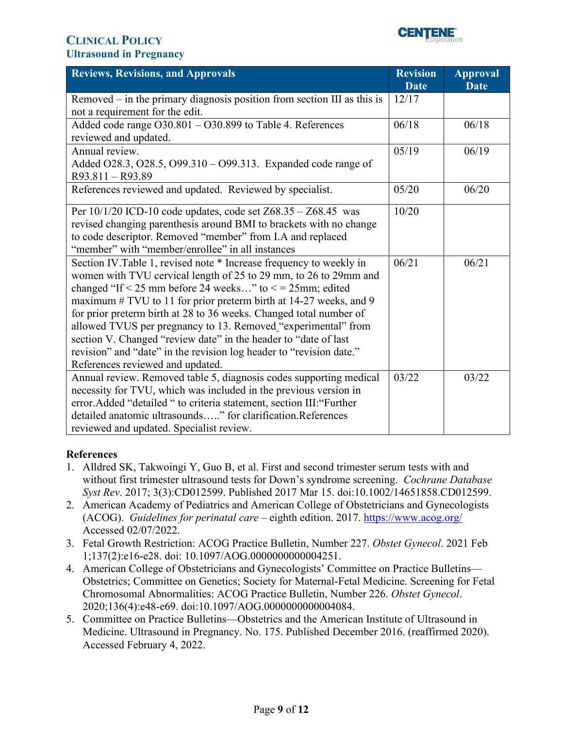| Reviews, Revisions, and Approvals | Revision Date | Approval Date |
|---|---|---|
| Removed – in the primary diagnosis position from section III as this is not a requirement for the edit. | 12/17 | |
| Added code range O30.801 – O30.899 to Table 4. References reviewed and updated. | 06/18 | 06/18 |
| Annual review. Added O28.3, O28.5, O99.310 – O99.313. Expanded code range of R93.811 – R93.89 | 05/19 | 06/19 |
| References reviewed and updated. Reviewed by specialist. | 05/20 | 06/20 |
| Per 10/1/20 ICD-10 code updates, code set Z68.35 – Z68.45 was revised changing parenthesis around BMI to brackets with no change to code descriptor. Removed "member" from I.A and replaced "member" with "member/enrollee" in all instances | 10/20 | |
| Section IV.Table 1, revised note * Increase frequency to weekly in women with TVU cervical length of 25 to 29 mm, to 26 to 29mm and changed "If < 25 mm before 24 weeks…" to < = 25mm; edited maximum # TVU to 11 for prior preterm birth at 14-27 weeks, and 9 for prior preterm birth at 28 to 36 weeks. Changed total number of allowed TVUS per pregnancy to 13. Removed "experimental" from section V. Changed "review date" in the header to "date of last revision" and "date" in the revision log header to "revision date." References reviewed and updated. | 06/21 | 06/21 |
| Annual review. Removed table 5, diagnosis codes supporting medical necessity for TVU, which was included in the previous version in error.Added "detailed " to criteria statement, section III:"Further detailed anatomic ultrasounds….." for clarification.References reviewed and updated. Specialist review. | 03/22 | 03/22 |

**References**

1. Alldred SK, Takwoingi Y, Guo B, et al. First and second trimester serum tests with and without first trimester ultrasound tests for Down's syndrome screening. *Cochrane Database Syst Rev*. 2017; 3(3):CD012599. Published 2017 Mar 15. doi:10.1002/14651858.CD012599.
2. American Academy of Pediatrics and American College of Obstetricians and Gynecologists (ACOG). *Guidelines for perinatal care* – eighth edition. 2017. https://www.acog.org/ Accessed 02/07/2022.
3. Fetal Growth Restriction: ACOG Practice Bulletin, Number 227. *Obstet Gynecol*. 2021 Feb 1;137(2):e16-e28. doi: 10.1097/AOG.0000000000004251.
4. American College of Obstetricians and Gynecologists' Committee on Practice Bulletins—Obstetrics; Committee on Genetics; Society for Maternal-Fetal Medicine. Screening for Fetal Chromosomal Abnormalities: ACOG Practice Bulletin, Number 226. *Obstet Gynecol*. 2020;136(4):e48-e69. doi:10.1097/AOG.0000000000004084.
5. Committee on Practice Bulletins—Obstetrics and the American Institute of Ultrasound in Medicine. Ultrasound in Pregnancy. No. 175. Published December 2016. (reaffirmed 2020). Accessed February 4, 2022.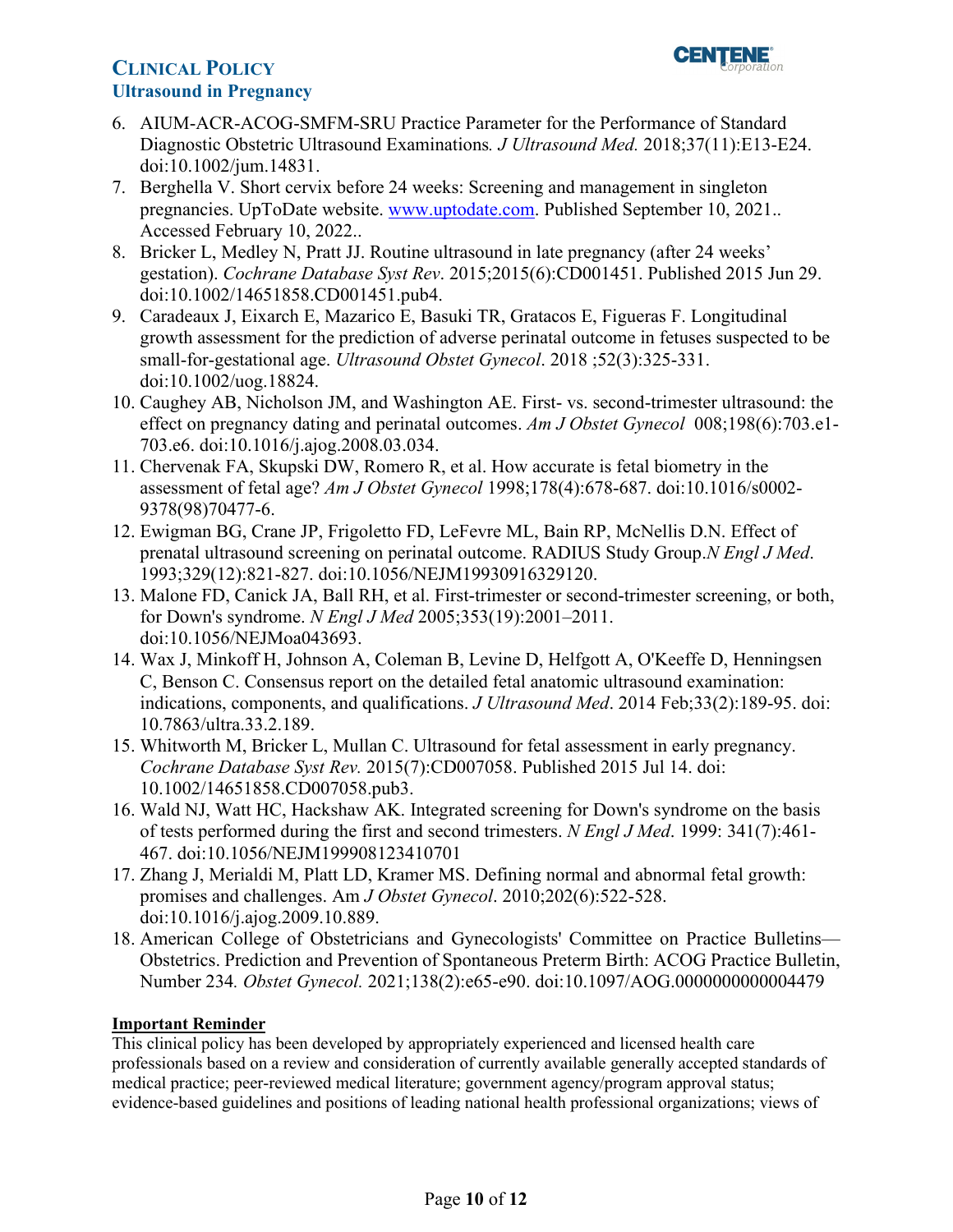6. AIUM-ACR-ACOG-SMFM-SRU Practice Parameter for the Performance of Standard Diagnostic Obstetric Ultrasound Examinations*. J Ultrasound Med.* 2018;37(11):E13-E24. doi:10.1002/jum.14831.
7. Berghella V. Short cervix before 24 weeks: Screening and management in singleton pregnancies. UpToDate website. www.uptodate.com. Published September 10, 2021.. Accessed February 10, 2022..
8. Bricker L, Medley N, Pratt JJ. Routine ultrasound in late pregnancy (after 24 weeks' gestation). *Cochrane Database Syst Rev*. 2015;2015(6):CD001451. Published 2015 Jun 29. doi:10.1002/14651858.CD001451.pub4.
9. Caradeaux J, Eixarch E, Mazarico E, Basuki TR, Gratacos E, Figueras F. Longitudinal growth assessment for the prediction of adverse perinatal outcome in fetuses suspected to be small-for-gestational age. *Ultrasound Obstet Gynecol*. 2018 ;52(3):325-331. doi:10.1002/uog.18824.
10. Caughey AB, Nicholson JM, and Washington AE. First- vs. second-trimester ultrasound: the effect on pregnancy dating and perinatal outcomes. *Am J Obstet Gynecol* 008;198(6):703.e1-703.e6. doi:10.1016/j.ajog.2008.03.034.
11. Chervenak FA, Skupski DW, Romero R, et al. How accurate is fetal biometry in the assessment of fetal age? *Am J Obstet Gynecol* 1998;178(4):678-687. doi:10.1016/s0002-9378(98)70477-6.
12. Ewigman BG, Crane JP, Frigoletto FD, LeFevre ML, Bain RP, McNellis D.N. Effect of prenatal ultrasound screening on perinatal outcome. RADIUS Study Group.*N Engl J Med*. 1993;329(12):821-827. doi:10.1056/NEJM199309163291201.
13. Malone FD, Canick JA, Ball RH, et al. First-trimester or second-trimester screening, or both, for Down's syndrome. *N Engl J Med* 2005;353(19):2001–2011. doi:10.1056/NEJMoa043693.
14. Wax J, Minkoff H, Johnson A, Coleman B, Levine D, Helfgott A, O'Keeffe D, Henningsen C, Benson C. Consensus report on the detailed fetal anatomic ultrasound examination: indications, components, and qualifications. *J Ultrasound Med*. 2014 Feb;33(2):189-95. doi: 10.7863/ultra.33.2.189.
15. Whitworth M, Bricker L, Mullan C. Ultrasound for fetal assessment in early pregnancy. *Cochrane Database Syst Rev.* 2015(7):CD007058. Published 2015 Jul 14. doi: 10.1002/14651858.CD007058.pub3.
16. Wald NJ, Watt HC, Hackshaw AK. Integrated screening for Down's syndrome on the basis of tests performed during the first and second trimesters. *N Engl J Med*. 1999: 341(7):461-467. doi:10.1056/NEJM199908123410701
17. Zhang J, Merialdi M, Platt LD, Kramer MS. Defining normal and abnormal fetal growth: promises and challenges. Am *J Obstet Gynecol*. 2010;202(6):522-528. doi:10.1016/j.ajog.2009.10.889.
18. American College of Obstetricians and Gynecologists' Committee on Practice Bulletins—Obstetrics. Prediction and Prevention of Spontaneous Preterm Birth: ACOG Practice Bulletin, Number 234*. Obstet Gynecol.* 2021;138(2):e65-e90. doi:10.1097/AOG.0000000000004479

**Important Reminder**

This clinical policy has been developed by appropriately experienced and licensed health care professionals based on a review and consideration of currently available generally accepted standards of medical practice; peer-reviewed medical literature; government agency/program approval status; evidence-based guidelines and positions of leading national health professional organizations; views of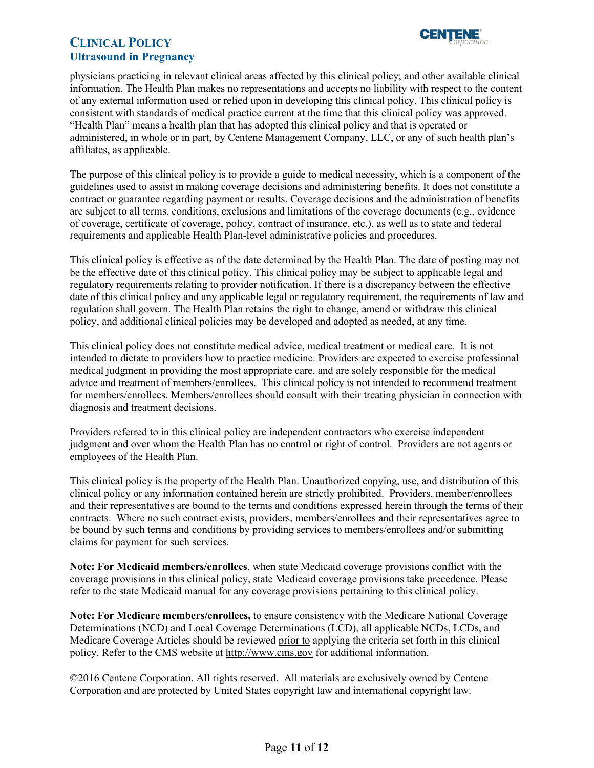physicians practicing in relevant clinical areas affected by this clinical policy; and other available clinical information. The Health Plan makes no representations and accepts no liability with respect to the content of any external information used or relied upon in developing this clinical policy. This clinical policy is consistent with standards of medical practice current at the time that this clinical policy was approved. "Health Plan" means a health plan that has adopted this clinical policy and that is operated or administered, in whole or in part, by Centene Management Company, LLC, or any of such health plan's affiliates, as applicable.

The purpose of this clinical policy is to provide a guide to medical necessity, which is a component of the guidelines used to assist in making coverage decisions and administering benefits. It does not constitute a contract or guarantee regarding payment or results. Coverage decisions and the administration of benefits are subject to all terms, conditions, exclusions and limitations of the coverage documents (e.g., evidence of coverage, certificate of coverage, policy, contract of insurance, etc.), as well as to state and federal requirements and applicable Health Plan-level administrative policies and procedures.

This clinical policy is effective as of the date determined by the Health Plan. The date of posting may not be the effective date of this clinical policy. This clinical policy may be subject to applicable legal and regulatory requirements relating to provider notification. If there is a discrepancy between the effective date of this clinical policy and any applicable legal or regulatory requirement, the requirements of law and regulation shall govern. The Health Plan retains the right to change, amend or withdraw this clinical policy, and additional clinical policies may be developed and adopted as needed, at any time.

This clinical policy does not constitute medical advice, medical treatment or medical care. It is not intended to dictate to providers how to practice medicine. Providers are expected to exercise professional medical judgment in providing the most appropriate care, and are solely responsible for the medical advice and treatment of members/enrollees. This clinical policy is not intended to recommend treatment for members/enrollees. Members/enrollees should consult with their treating physician in connection with diagnosis and treatment decisions.

Providers referred to in this clinical policy are independent contractors who exercise independent judgment and over whom the Health Plan has no control or right of control. Providers are not agents or employees of the Health Plan.

This clinical policy is the property of the Health Plan. Unauthorized copying, use, and distribution of this clinical policy or any information contained herein are strictly prohibited. Providers, member/enrollees and their representatives are bound to the terms and conditions expressed herein through the terms of their contracts. Where no such contract exists, providers, members/enrollees and their representatives agree to be bound by such terms and conditions by providing services to members/enrollees and/or submitting claims for payment for such services.

**Note: For Medicaid members/enrollees**, when state Medicaid coverage provisions conflict with the coverage provisions in this clinical policy, state Medicaid coverage provisions take precedence. Please refer to the state Medicaid manual for any coverage provisions pertaining to this clinical policy.

**Note: For Medicare members/enrollees,** to ensure consistency with the Medicare National Coverage Determinations (NCD) and Local Coverage Determinations (LCD), all applicable NCDs, LCDs, and Medicare Coverage Articles should be reviewed prior to applying the criteria set forth in this clinical policy. Refer to the CMS website at http://www.cms.gov for additional information.

©2016 Centene Corporation. All rights reserved. All materials are exclusively owned by Centene Corporation and are protected by United States copyright law and international copyright law.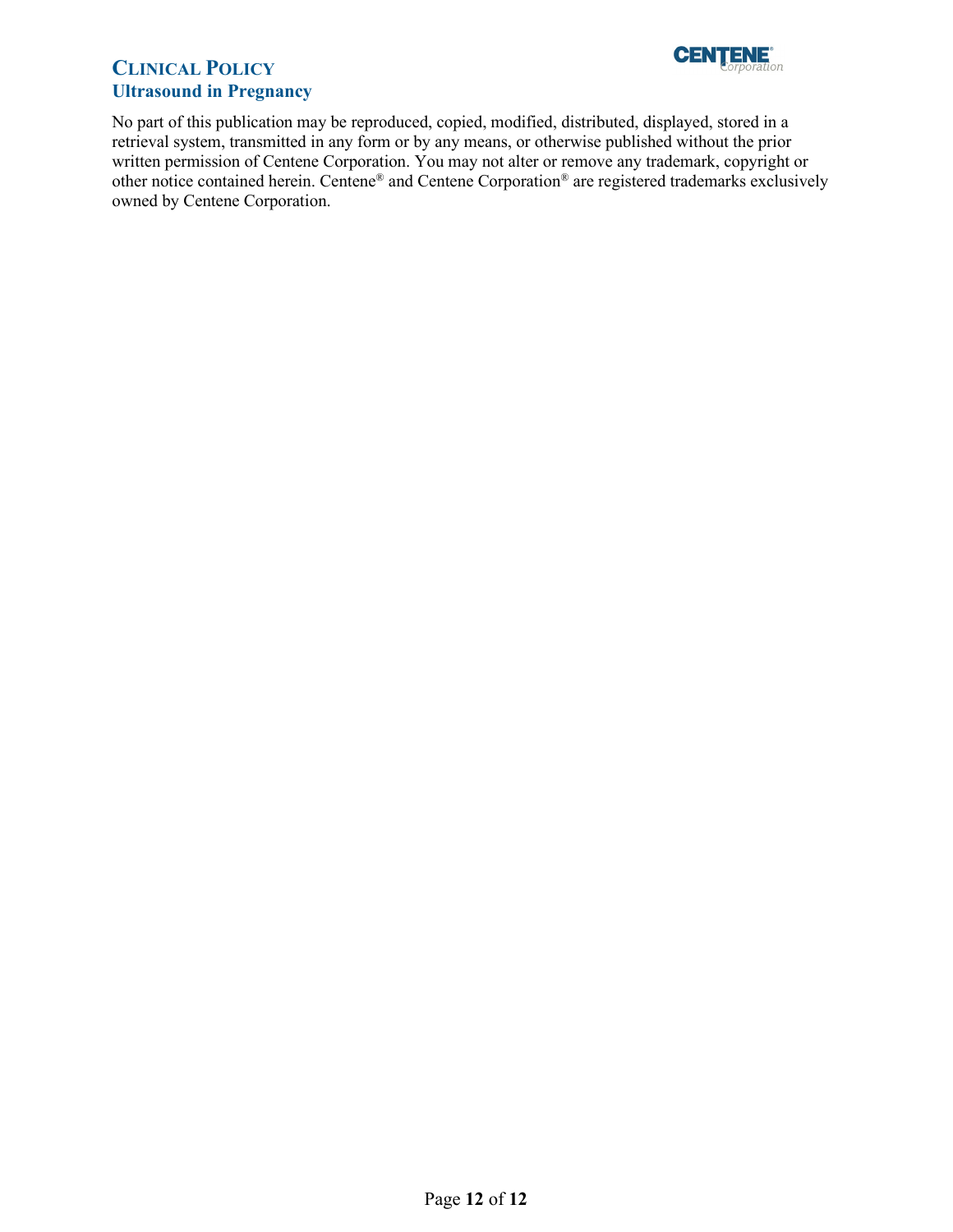No part of this publication may be reproduced, copied, modified, distributed, displayed, stored in a retrieval system, transmitted in any form or by any means, or otherwise published without the prior written permission of Centene Corporation. You may not alter or remove any trademark, copyright or other notice contained herein. Centene® and Centene Corporation® are registered trademarks exclusively owned by Centene Corporation.